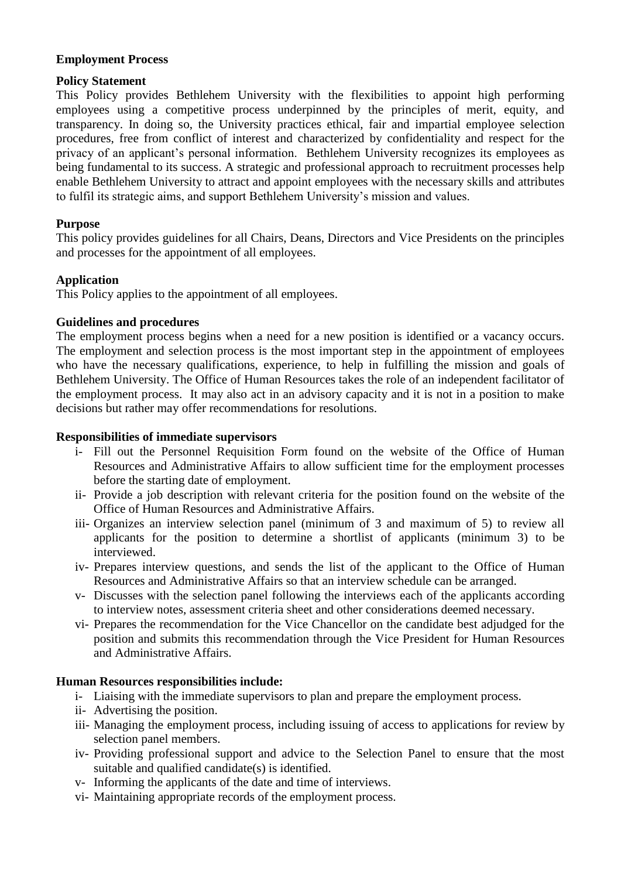## Employment Process

### Policy Statement

This Policy provides Bethlehem University with the flexibilities to appoint high performing employees using a competitive process underpinned by the principles of merit, equity, and transparency. In doing so, the University practices ethical, fair and impartial employee selection procedures, free from conflict of interest and characterized by confidentiality and respect for the privacy of an applicant's personal information. Bethlehem University recognizes its employees as being fundamental to its success. A strategic and professional approach to recruitment processes help enable Bethlehem University to attract and appoint employees with the necessary skills and attributes to fulfil its strategic aims, and support Bethlehem University's mission and values.

### Purpose

This policy provides guidelines for all Chairs, Deans, Directors and Vice Presidents on the principles and processes for the appointment of all employees.

### Application

This Policy applies to the appointment of all employees.

### Guidelines and procedures

The employment process begins when a need for a new position is identified or a vacancy occurs. The employment and selection process is the most important step in the appointment of employees who have the necessary qualifications, experience, to help in fulfilling the mission and goals of Bethlehem University. The Office of Human Resources takes the role of an independent facilitator of the employment process. It may also act in an advisory capacity and it is not in a position to make decisions but rather may offer recommendations for resolutions.

### Responsibilities of immediate supervisors

- i- Fill out the Personnel Requisition Form found on the website of the Office of Human Resources and Administrative Affairs to allow sufficient time for the employment processes before the starting date of employment.
- ii- Provide a job description with relevant criteria for the position found on the website of the Office of Human Resources and Administrative Affairs.
- iii- Organizes an interview selection panel (minimum of 3 and maximum of 5) to review all applicants for the position to determine a shortlist of applicants (minimum 3) to be interviewed.
- iv- Prepares interview questions, and sends the list of the applicant to the Office of Human Resources and Administrative Affairs so that an interview schedule can be arranged.
- v- Discusses with the selection panel following the interviews each of the applicants according to interview notes, assessment criteria sheet and other considerations deemed necessary.
- vi- Prepares the recommendation for the Vice Chancellor on the candidate best adjudged for the position and submits this recommendation through the Vice President for Human Resources and Administrative Affairs.

### Human Resources responsibilities include:

- i- Liaising with the immediate supervisors to plan and prepare the employment process.
- ii- Advertising the position.
- iii- Managing the employment process, including issuing of access to applications for review by selection panel members.
- iv- Providing professional support and advice to the Selection Panel to ensure that the most suitable and qualified candidate(s) is identified.
- v- Informing the applicants of the date and time of interviews.
- vi- Maintaining appropriate records of the employment process.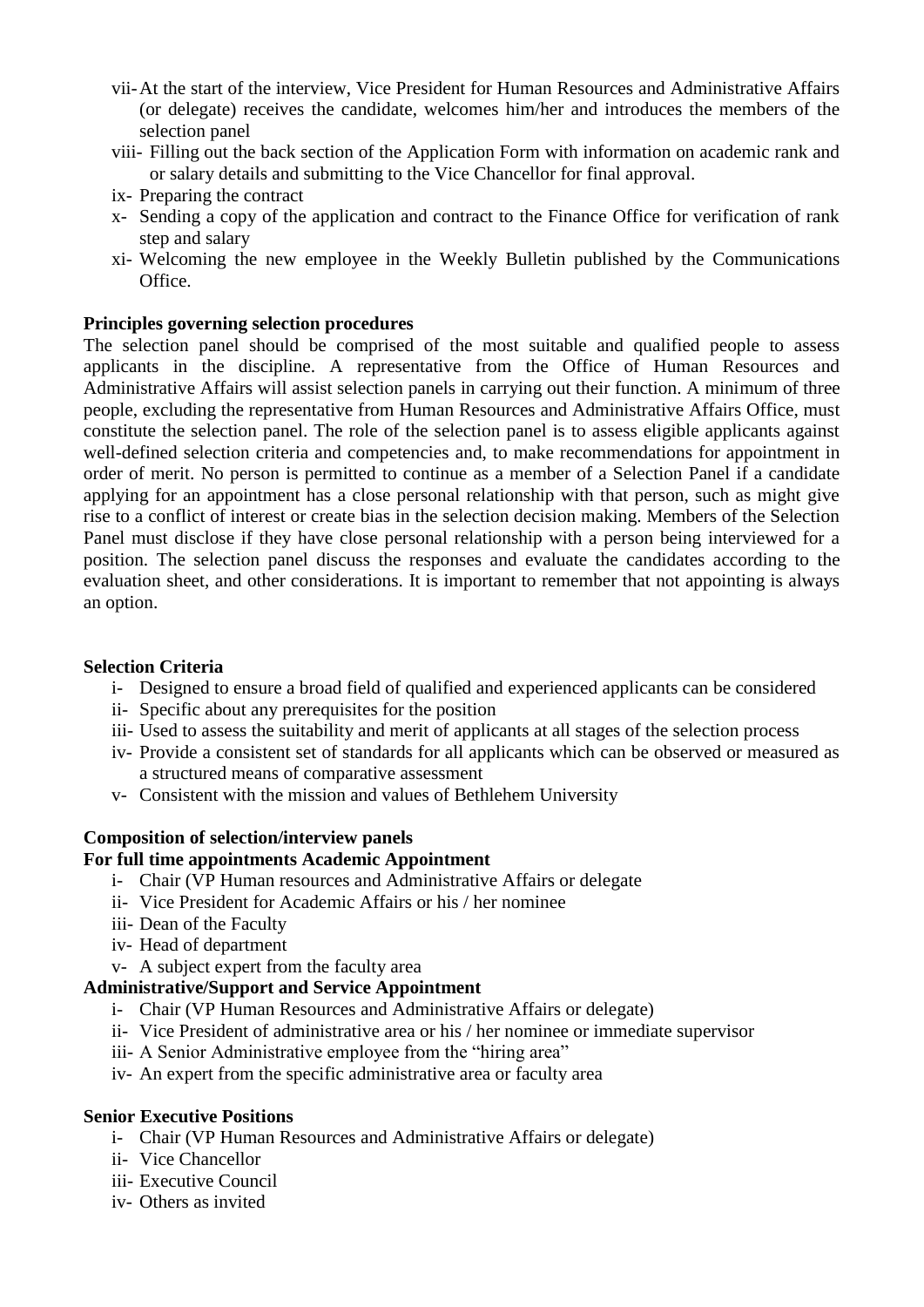- vii- At the start of the interview, Vice President for Human Resources and Administrative Affairs (or delegate) receives the candidate, welcomes him/her and introduces the members of the selection panel
- viii- Filling out the back section of the Application Form with information on academic rank and or salary details and submitting to the Vice Chancellor for final approval.
- ix- Preparing the contract
- x- Sending a copy of the application and contract to the Finance Office for verification of rank step and salary
- xi- Welcoming the new employee in the Weekly Bulletin published by the Communications Office.

**Principles governing selection procedures**

The selection panel should be comprised of the most suitable and qualified people to assess applicants in the discipline. A representative from the Office of Human Resources and Administrative Affairs will assist selection panels in carrying out their function. A minimum of three people, excluding the representative from Human Resources and Administrative Affairs Office, must constitute the selection panel. The role of the selection panel is to assess eligible applicants against well-defined selection criteria and competencies and, to make recommendations for appointment in order of merit. No person is permitted to continue as a member of a Selection Panel if a candidate applying for an appointment has a close personal relationship with that person, such as might give rise to a conflict of interest or create bias in the selection decision making. Members of the Selection Panel must disclose if they have close personal relationship with a person being interviewed for a position. The selection panel discuss the responses and evaluate the candidates according to the evaluation sheet, and other considerations. It is important to remember that not appointing is always an option.

**Selection Criteria**

- i- Designed to ensure a broad field of qualified and experienced applicants can be considered
- ii- Specific about any prerequisites for the position
- iii- Used to assess the suitability and merit of applicants at all stages of the selection process
- iv- Provide a consistent set of standards for all applicants which can be observed or measured as a structured means of comparative assessment
- v- Consistent with the mission and values of Bethlehem University

**Composition of selection/interview panels**

**For full time appointments Academic Appointment**

- i- Chair (VP Human resources and Administrative Affairs or delegate
- ii- Vice President for Academic Affairs or his / her nominee
- iii- Dean of the Faculty
- iv- Head of department
- v- A subject expert from the faculty area

**Administrative/Support and Service Appointment**

- i- Chair (VP Human Resources and Administrative Affairs or delegate)
- ii- Vice President of administrative area or his / her nominee or immediate supervisor
- iii- A Senior Administrative employee from the "hiring area"
- iv- An expert from the specific administrative area or faculty area

**Senior Executive Positions**

- i- Chair (VP Human Resources and Administrative Affairs or delegate)
- ii- Vice Chancellor
- iii- Executive Council
- iv- Others as invited